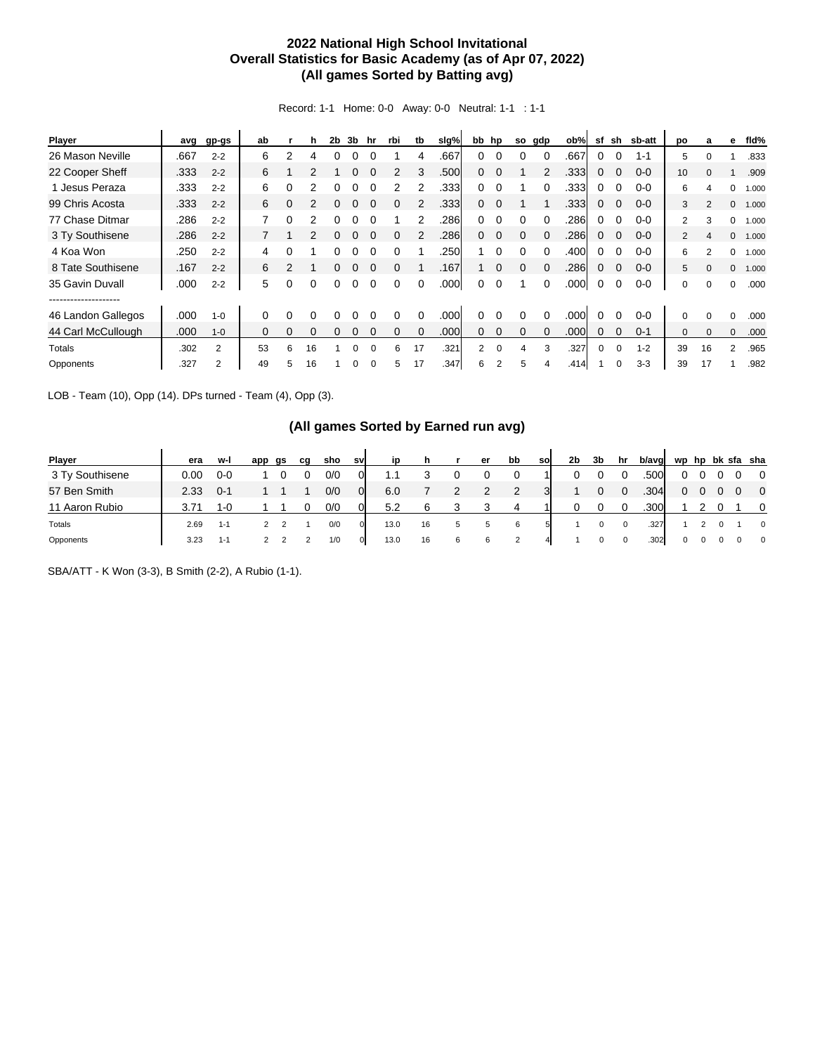# 2022 National High School Invitational
# Overall Statistics for Basic Academy (as of Apr 07, 2022)
# (All games Sorted by Batting avg)

Record: 1-1 Home: 0-0 Away: 0-0 Neutral: 1-1 : 1-1

| Player | avg | gp-gs | ab | r | h | 2b | 3b | hr | rbi | tb | slg% | bb | hp | so | gdp | ob% | sf | sh | sb-att | po | a | e | fld% |
|---|---|---|---|---|---|---|---|---|---|---|---|---|---|---|---|---|---|---|---|---|---|---|---|
| 26 Mason Neville | .667 | 2-2 | 6 | 2 | 4 | 0 | 0 | 0 | 1 | 4 | .667 | 0 | 0 | 0 | 0 | .667 | 0 | 0 | 1-1 | 5 | 0 | 1 | .833 |
| 22 Cooper Sheff | .333 | 2-2 | 6 | 1 | 2 | 1 | 0 | 0 | 2 | 3 | .500 | 0 | 0 | 1 | 2 | .333 | 0 | 0 | 0-0 | 10 | 0 | 1 | .909 |
| 1 Jesus Peraza | .333 | 2-2 | 6 | 0 | 2 | 0 | 0 | 0 | 2 | 2 | .333 | 0 | 0 | 1 | 0 | .333 | 0 | 0 | 0-0 | 6 | 4 | 0 | 1.000 |
| 99 Chris Acosta | .333 | 2-2 | 6 | 0 | 2 | 0 | 0 | 0 | 0 | 2 | .333 | 0 | 0 | 1 | 1 | .333 | 0 | 0 | 0-0 | 3 | 2 | 0 | 1.000 |
| 77 Chase Ditmar | .286 | 2-2 | 7 | 0 | 2 | 0 | 0 | 0 | 1 | 2 | .286 | 0 | 0 | 0 | 0 | .286 | 0 | 0 | 0-0 | 2 | 3 | 0 | 1.000 |
| 3 Ty Southisene | .286 | 2-2 | 7 | 1 | 2 | 0 | 0 | 0 | 0 | 2 | .286 | 0 | 0 | 0 | 0 | .286 | 0 | 0 | 0-0 | 2 | 4 | 0 | 1.000 |
| 4 Koa Won | .250 | 2-2 | 4 | 0 | 1 | 0 | 0 | 0 | 0 | 1 | .250 | 1 | 0 | 0 | 0 | .400 | 0 | 0 | 0-0 | 6 | 2 | 0 | 1.000 |
| 8 Tate Southisene | .167 | 2-2 | 6 | 2 | 1 | 0 | 0 | 0 | 0 | 1 | .167 | 1 | 0 | 0 | 0 | .286 | 0 | 0 | 0-0 | 5 | 0 | 0 | 1.000 |
| 35 Gavin Duvall | .000 | 2-2 | 5 | 0 | 0 | 0 | 0 | 0 | 0 | 0 | .000 | 0 | 0 | 1 | 0 | .000 | 0 | 0 | 0-0 | 0 | 0 | 0 | .000 |
| -------------------- | | | | | | | | | | | | | | | | | | | | | | | |
| 46 Landon Gallegos | .000 | 1-0 | 0 | 0 | 0 | 0 | 0 | 0 | 0 | 0 | .000 | 0 | 0 | 0 | 0 | .000 | 0 | 0 | 0-0 | 0 | 0 | 0 | .000 |
| 44 Carl McCullough | .000 | 1-0 | 0 | 0 | 0 | 0 | 0 | 0 | 0 | 0 | .000 | 0 | 0 | 0 | 0 | .000 | 0 | 0 | 0-1 | 0 | 0 | 0 | .000 |
| Totals | .302 | 2 | 53 | 6 | 16 | 1 | 0 | 0 | 6 | 17 | .321 | 2 | 0 | 4 | 3 | .327 | 0 | 0 | 1-2 | 39 | 16 | 2 | .965 |
| Opponents | .327 | 2 | 49 | 5 | 16 | 1 | 0 | 0 | 5 | 17 | .347 | 6 | 2 | 5 | 4 | .414 | 1 | 0 | 3-3 | 39 | 17 | 1 | .982 |

LOB - Team (10), Opp (14). DPs turned - Team (4), Opp (3).

## (All games Sorted by Earned run avg)

| Player | era | w-l | app | gs | cg | sho | sv | ip | h | r | er | bb | so | 2b | 3b | hr | b/avg | wp | hp | bk | sfa | sha |
|---|---|---|---|---|---|---|---|---|---|---|---|---|---|---|---|---|---|---|---|---|---|---|
| 3 Ty Southisene | 0.00 | 0-0 | 1 | 0 | 0 | 0/0 | 0 | 1.1 | 3 | 0 | 0 | 0 | 1 | 0 | 0 | 0 | .500 | 0 | 0 | 0 | 0 | 0 |
| 57 Ben Smith | 2.33 | 0-1 | 1 | 1 | 1 | 0/0 | 0 | 6.0 | 7 | 2 | 2 | 2 | 3 | 1 | 0 | 0 | .304 | 0 | 0 | 0 | 0 | 0 |
| 11 Aaron Rubio | 3.71 | 1-0 | 1 | 1 | 0 | 0/0 | 0 | 5.2 | 6 | 3 | 3 | 4 | 1 | 0 | 0 | 0 | .300 | 1 | 2 | 0 | 1 | 0 |
| Totals | 2.69 | 1-1 | 2 | 2 | 1 | 0/0 | 0 | 13.0 | 16 | 5 | 5 | 6 | 5 | 1 | 0 | 0 | .327 | 1 | 2 | 0 | 1 | 0 |
| Opponents | 3.23 | 1-1 | 2 | 2 | 2 | 1/0 | 0 | 13.0 | 16 | 6 | 6 | 2 | 4 | 1 | 0 | 0 | .302 | 0 | 0 | 0 | 0 | 0 |

SBA/ATT - K Won (3-3), B Smith (2-2), A Rubio (1-1).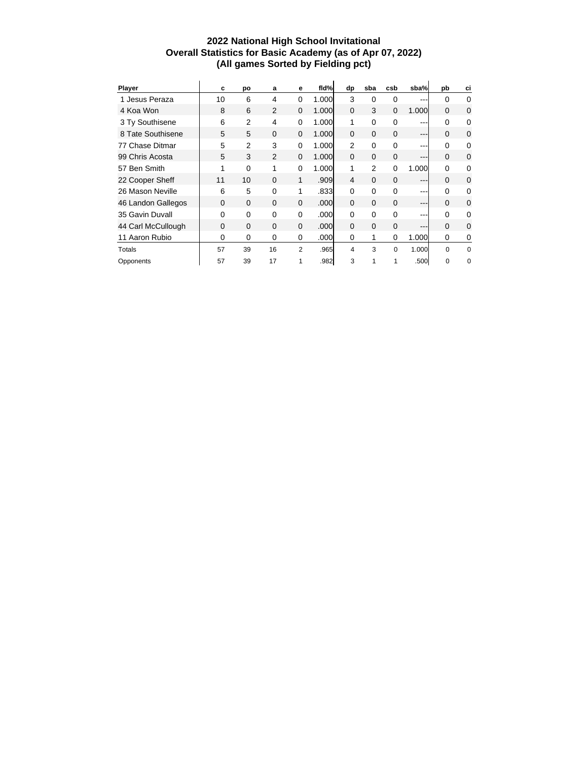**2022 National High School Invitational**
**Overall Statistics for Basic Academy (as of Apr 07, 2022)**
**(All games Sorted by Fielding pct)**

| Player | c | po | a | e | fld% | dp | sba | csb | sba% | pb | ci |
|---|---|---|---|---|---|---|---|---|---|---|---|
| 1 Jesus Peraza | 10 | 6 | 4 | 0 | 1.000 | 3 | 0 | 0 | --- | 0 | 0 |
| 4 Koa Won | 8 | 6 | 2 | 0 | 1.000 | 0 | 3 | 0 | 1.000 | 0 | 0 |
| 3 Ty Southisene | 6 | 2 | 4 | 0 | 1.000 | 1 | 0 | 0 | --- | 0 | 0 |
| 8 Tate Southisene | 5 | 5 | 0 | 0 | 1.000 | 0 | 0 | 0 | --- | 0 | 0 |
| 77 Chase Ditmar | 5 | 2 | 3 | 0 | 1.000 | 2 | 0 | 0 | --- | 0 | 0 |
| 99 Chris Acosta | 5 | 3 | 2 | 0 | 1.000 | 0 | 0 | 0 | --- | 0 | 0 |
| 57 Ben Smith | 1 | 0 | 1 | 0 | 1.000 | 1 | 2 | 0 | 1.000 | 0 | 0 |
| 22 Cooper Sheff | 11 | 10 | 0 | 1 | .909 | 4 | 0 | 0 | --- | 0 | 0 |
| 26 Mason Neville | 6 | 5 | 0 | 1 | .833 | 0 | 0 | 0 | --- | 0 | 0 |
| 46 Landon Gallegos | 0 | 0 | 0 | 0 | .000 | 0 | 0 | 0 | --- | 0 | 0 |
| 35 Gavin Duvall | 0 | 0 | 0 | 0 | .000 | 0 | 0 | 0 | --- | 0 | 0 |
| 44 Carl McCullough | 0 | 0 | 0 | 0 | .000 | 0 | 0 | 0 | --- | 0 | 0 |
| 11 Aaron Rubio | 0 | 0 | 0 | 0 | .000 | 0 | 1 | 0 | 1.000 | 0 | 0 |
| Totals | 57 | 39 | 16 | 2 | .965 | 4 | 3 | 0 | 1.000 | 0 | 0 |
| Opponents | 57 | 39 | 17 | 1 | .982 | 3 | 1 | 1 | .500 | 0 | 0 |